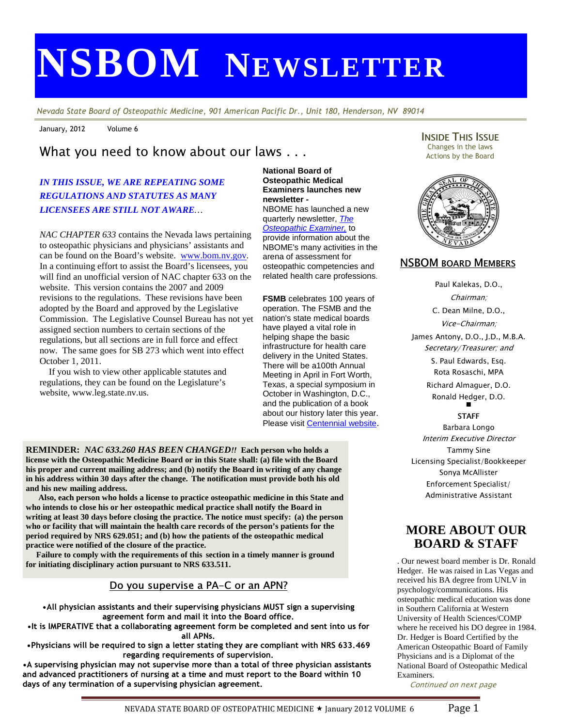# NSBOM NEWSLETTER

*Nevada State Board of Osteopathic Medicine, 901 American Pacific Dr., Unit 180, Henderson, NV 89014*

January, 2012 Volume 6

## What you need to know about our laws . . .

***IN THIS ISSUE, WE ARE REPEATING SOME REGULATIONS AND STATUTES AS MANY LICENSEES ARE STILL NOT AWARE…***

*NAC CHAPTER 633* contains the Nevada laws pertaining to osteopathic physicians and physicians' assistants and can be found on the Board's website. www.bom.nv.gov. In a continuing effort to assist the Board's licensees, you will find an unofficial version of NAC chapter 633 on the website. This version contains the 2007 and 2009 revisions to the regulations. These revisions have been adopted by the Board and approved by the Legislative Commission. The Legislative Counsel Bureau has not yet assigned section numbers to certain sections of the regulations, but all sections are in full force and effect now. The same goes for SB 273 which went into effect October 1, 2011.

If you wish to view other applicable statutes and regulations, they can be found on the Legislature's website, www.leg.state.nv.us.

**National Board of Osteopathic Medical Examiners launches new newsletter -**
NBOME has launched a new quarterly newsletter, *The Osteopathic Examiner,* to provide information about the NBOME's many activities in the arena of assessment for osteopathic competencies and related health care professions.

**FSMB** celebrates 100 years of operation. The FSMB and the nation's state medical boards have played a vital role in helping shape the basic infrastructure for health care delivery in the United States. There will be a100th Annual Meeting in April in Fort Worth, Texas, a special symposium in October in Washington, D.C., and the publication of a book about our history later this year. Please visit Centennial website.

**REMINDER:** ***NAC 633.260 HAS BEEN CHANGED!!*** **Each person who holds a license with the Osteopathic Medicine Board or in this State shall: (a) file with the Board his proper and current mailing address; and (b) notify the Board in writing of any change in his address within 30 days after the change. The notification must provide both his old and his new mailing address.**

**Also, each person who holds a license to practice osteopathic medicine in this State and who intends to close his or her osteopathic medical practice shall notify the Board in writing at least 30 days before closing the practice. The notice must specify: (a) the person who or facility that will maintain the health care records of the person's patients for the period required by NRS 629.051; and (b) how the patients of the osteopathic medical practice were notified of the closure of the practice.**

**Failure to comply with the requirements of this section in a timely manner is ground for initiating disciplinary action pursuant to NRS 633.511.**

### Do you supervise a PA-C or an APN?

- **All physician assistants and their supervising physicians MUST sign a supervising agreement form and mail it into the Board office.**
- **It is IMPERATIVE that a collaborating agreement form be completed and sent into us for all APNs.**
- **Physicians will be required to sign a letter stating they are compliant with NRS 633.469 regarding requirements of supervision.**
- **A supervising physician may not supervise more than a total of three physician assistants and advanced practitioners of nursing at a time and must report to the Board within 10 days of any termination of a supervising physician agreement.**

### INSIDE THIS ISSUE

Changes in the laws
Actions by the Board

### NSBOM BOARD MEMBERS

Paul Kalekas, D.O., *Chairman;*
C. Dean Milne, D.O., *Vice-Chairman;*
James Antony, D.O., J.D., M.B.A. *Secretary/Treasurer; and*
S. Paul Edwards, Esq.
Rota Rosaschi, MPA
Richard Almaguer, D.O.
Ronald Hedger, D.O.

**STAFF**

Barbara Longo
*Interim Executive Director*
Tammy Sine
Licensing Specialist/Bookkeeper
Sonya McAllister
Enforcement Specialist/ Administrative Assistant

## MORE ABOUT OUR BOARD & STAFF

. Our newest board member is Dr. Ronald Hedger. He was raised in Las Vegas and received his BA degree from UNLV in psychology/communications. His osteopathic medical education was done in Southern California at Western University of Health Sciences/COMP where he received his DO degree in 1984. Dr. Hedger is Board Certified by the American Osteopathic Board of Family Physicians and is a Diplomat of the National Board of Osteopathic Medical Examiners.

*Continued on next page*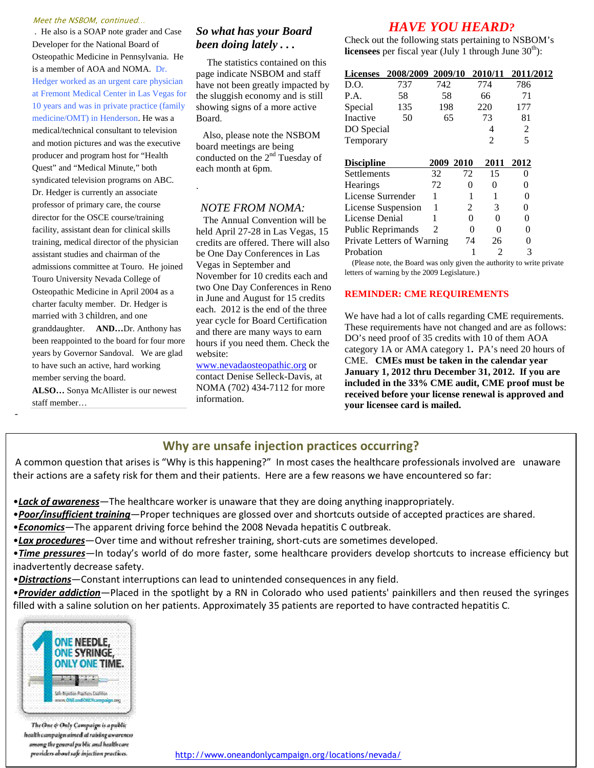*Meet the NSBOM, continued…*

. He also is a SOAP note grader and Case Developer for the National Board of Osteopathic Medicine in Pennsylvania. He is a member of AOA and NOMA. Dr. Hedger worked as an urgent care physician at Fremont Medical Center in Las Vegas for 10 years and was in private practice (family medicine/OMT) in Henderson. He was a medical/technical consultant to television and motion pictures and was the executive producer and program host for "Health Quest" and "Medical Minute," both syndicated television programs on ABC. Dr. Hedger is currently an associate professor of primary care, the course director for the OSCE course/training facility, assistant dean for clinical skills training, medical director of the physician assistant studies and chairman of the admissions committee at Touro. He joined Touro University Nevada College of Osteopathic Medicine in April 2004 as a charter faculty member. Dr. Hedger is married with 3 children, and one granddaughter. **AND…**Dr. Anthony has been reappointed to the board for four more years by Governor Sandoval. We are glad to have such an active, hard working member serving the board.

**ALSO…** Sonya McAllister is our newest staff member…

## *So what has your Board been doing lately . . .*

The statistics contained on this page indicate NSBOM and staff have not been greatly impacted by the sluggish economy and is still showing signs of a more active Board.

Also, please note the NSBOM board meetings are being conducted on the 2nd Tuesday of each month at 6pm.

## *NOTE FROM NOMA:*

The Annual Convention will be held April 27-28 in Las Vegas, 15 credits are offered. There will also be One Day Conferences in Las Vegas in September and November for 10 credits each and two One Day Conferences in Reno in June and August for 15 credits each. 2012 is the end of the three year cycle for Board Certification and there are many ways to earn hours if you need them. Check the website: www.nevadaosteopathic.org or contact Denise Selleck-Davis, at NOMA (702) 434-7112 for more information.

## *HAVE YOU HEARD?*

Check out the following stats pertaining to NSBOM's **licensees** per fiscal year (July 1 through June 30th):

| Licenses | 2008/2009 | 2009/10 | 2010/11 | 2011/2012 |
|---|---|---|---|---|
| D.O. | 737 | 742 | 774 | 786 |
| P.A. | 58 | 58 | 66 | 71 |
| Special | 135 | 198 | 220 | 177 |
| Inactive | 50 | 65 | 73 | 81 |
| DO Special | | | 4 | 2 |
| Temporary | | | 2 | 5 |

| Discipline | 2009 | 2010 | 2011 | 2012 |
|---|---|---|---|---|
| Settlements | 32 | 72 | 15 | 0 |
| Hearings | 72 | 0 | 0 | 0 |
| License Surrender | 1 | 1 | 1 | 0 |
| License Suspension | 1 | 2 | 3 | 0 |
| License Denial | 1 | 0 | 0 | 0 |
| Public Reprimands | 2 | 0 | 0 | 0 |
| Private Letters of Warning | | 74 | 26 | 0 |
| Probation | | 1 | 2 | 3 |

(Please note, the Board was only given the authority to write private letters of warning by the 2009 Legislature.)

**REMINDER: CME REQUIREMENTS**

We have had a lot of calls regarding CME requirements. These requirements have not changed and are as follows: DO's need proof of 35 credits with 10 of them AOA category 1A or AMA category 1**.** PA's need 20 hours of CME. **CMEs must be taken in the calendar year January 1, 2012 thru December 31, 2012. If you are included in the 33% CME audit, CME proof must be received before your license renewal is approved and your licensee card is mailed.**

## Why are unsafe injection practices occurring?

A common question that arises is "Why is this happening?" In most cases the healthcare professionals involved are unaware their actions are a safety risk for them and their patients. Here are a few reasons we have encountered so far:

- ***Lack of awareness***—The healthcare worker is unaware that they are doing anything inappropriately.
- ***Poor/insufficient training***—Proper techniques are glossed over and shortcuts outside of accepted practices are shared.
- ***Economics***—The apparent driving force behind the 2008 Nevada hepatitis C outbreak.
- ***Lax procedures***—Over time and without refresher training, short-cuts are sometimes developed.
- ***Time pressures***—In today's world of do more faster, some healthcare providers develop shortcuts to increase efficiency but inadvertently decrease safety.
- ***Distractions***—Constant interruptions can lead to unintended consequences in any field.
- ***Provider addiction***—Placed in the spotlight by a RN in Colorado who used patients' painkillers and then reused the syringes filled with a saline solution on her patients. Approximately 35 patients are reported to have contracted hepatitis C.

ONE NEEDLE, ONE SYRINGE, ONLY ONE TIME.

*The One & Only Campaign is a public health campaign aimed at raising awareness among the general public and healthcare providers about safe injection practices.*

http://www.oneandonlycampaign.org/locations/nevada/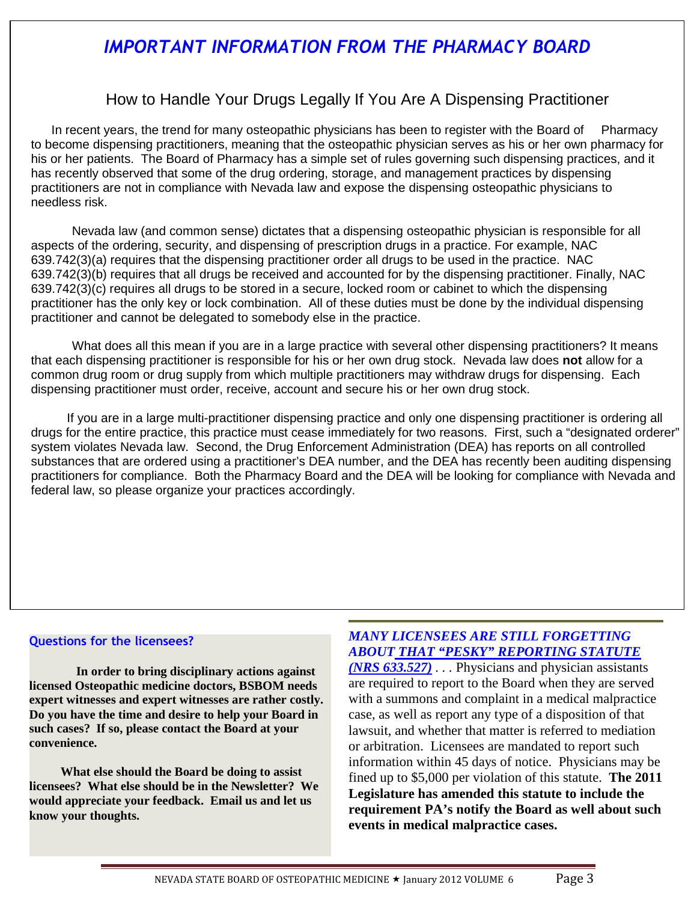## *IMPORTANT INFORMATION FROM THE PHARMACY BOARD*

### How to Handle Your Drugs Legally If You Are A Dispensing Practitioner

In recent years, the trend for many osteopathic physicians has been to register with the Board of Pharmacy to become dispensing practitioners, meaning that the osteopathic physician serves as his or her own pharmacy for his or her patients. The Board of Pharmacy has a simple set of rules governing such dispensing practices, and it has recently observed that some of the drug ordering, storage, and management practices by dispensing practitioners are not in compliance with Nevada law and expose the dispensing osteopathic physicians to needless risk.

Nevada law (and common sense) dictates that a dispensing osteopathic physician is responsible for all aspects of the ordering, security, and dispensing of prescription drugs in a practice. For example, NAC 639.742(3)(a) requires that the dispensing practitioner order all drugs to be used in the practice. NAC 639.742(3)(b) requires that all drugs be received and accounted for by the dispensing practitioner. Finally, NAC 639.742(3)(c) requires all drugs to be stored in a secure, locked room or cabinet to which the dispensing practitioner has the only key or lock combination. All of these duties must be done by the individual dispensing practitioner and cannot be delegated to somebody else in the practice.

What does all this mean if you are in a large practice with several other dispensing practitioners? It means that each dispensing practitioner is responsible for his or her own drug stock. Nevada law does **not** allow for a common drug room or drug supply from which multiple practitioners may withdraw drugs for dispensing. Each dispensing practitioner must order, receive, account and secure his or her own drug stock.

If you are in a large multi-practitioner dispensing practice and only one dispensing practitioner is ordering all drugs for the entire practice, this practice must cease immediately for two reasons. First, such a "designated orderer" system violates Nevada law. Second, the Drug Enforcement Administration (DEA) has reports on all controlled substances that are ordered using a practitioner's DEA number, and the DEA has recently been auditing dispensing practitioners for compliance. Both the Pharmacy Board and the DEA will be looking for compliance with Nevada and federal law, so please organize your practices accordingly.

### Questions for the licensees?

**In order to bring disciplinary actions against licensed Osteopathic medicine doctors, BSBOM needs expert witnesses and expert witnesses are rather costly. Do you have the time and desire to help your Board in such cases? If so, please contact the Board at your convenience.**

**What else should the Board be doing to assist licensees? What else should be in the Newsletter? We would appreciate your feedback. Email us and let us know your thoughts.**

***MANY LICENSEES ARE STILL FORGETTING ABOUT THAT "PESKY" REPORTING STATUTE (NRS 633.527)*** . . . Physicians and physician assistants are required to report to the Board when they are served with a summons and complaint in a medical malpractice case, as well as report any type of a disposition of that lawsuit, and whether that matter is referred to mediation or arbitration. Licensees are mandated to report such information within 45 days of notice. Physicians may be fined up to $5,000 per violation of this statute. **The 2011 Legislature has amended this statute to include the requirement PA's notify the Board as well about such events in medical malpractice cases.**